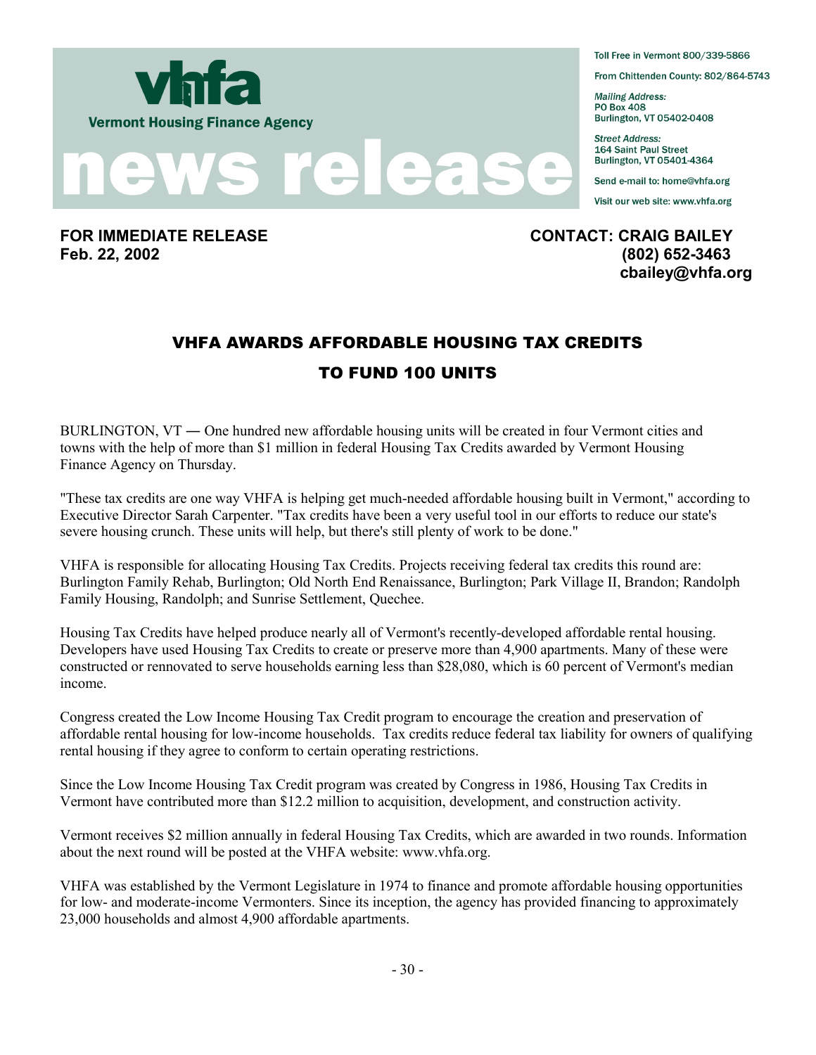**vhfa**

**Vermont Housing Finance Agency**

# news release

Toll Free in Vermont 800/339-5866

From Chittenden County: 802/864-5743

*Mailing Address:*
PO Box 408
Burlington, VT 05402-0408

*Street Address:*
164 Saint Paul Street
Burlington, VT 05401-4364

Send e-mail to: home@vhfa.org

Visit our web site: www.vhfa.org

**FOR IMMEDIATE RELEASE**
**Feb. 22, 2002**

**CONTACT: CRAIG BAILEY**
**(802) 652-3463**
**cbailey@vhfa.org**

## VHFA AWARDS AFFORDABLE HOUSING TAX CREDITS TO FUND 100 UNITS

BURLINGTON, VT — One hundred new affordable housing units will be created in four Vermont cities and towns with the help of more than $1 million in federal Housing Tax Credits awarded by Vermont Housing Finance Agency on Thursday.

"These tax credits are one way VHFA is helping get much-needed affordable housing built in Vermont," according to Executive Director Sarah Carpenter. "Tax credits have been a very useful tool in our efforts to reduce our state's severe housing crunch. These units will help, but there's still plenty of work to be done."

VHFA is responsible for allocating Housing Tax Credits. Projects receiving federal tax credits this round are: Burlington Family Rehab, Burlington; Old North End Renaissance, Burlington; Park Village II, Brandon; Randolph Family Housing, Randolph; and Sunrise Settlement, Quechee.

Housing Tax Credits have helped produce nearly all of Vermont's recently-developed affordable rental housing. Developers have used Housing Tax Credits to create or preserve more than 4,900 apartments. Many of these were constructed or rennovated to serve households earning less than $28,080, which is 60 percent of Vermont's median income.

Congress created the Low Income Housing Tax Credit program to encourage the creation and preservation of affordable rental housing for low-income households. Tax credits reduce federal tax liability for owners of qualifying rental housing if they agree to conform to certain operating restrictions.

Since the Low Income Housing Tax Credit program was created by Congress in 1986, Housing Tax Credits in Vermont have contributed more than $12.2 million to acquisition, development, and construction activity.

Vermont receives $2 million annually in federal Housing Tax Credits, which are awarded in two rounds. Information about the next round will be posted at the VHFA website: www.vhfa.org.

VHFA was established by the Vermont Legislature in 1974 to finance and promote affordable housing opportunities for low- and moderate-income Vermonters. Since its inception, the agency has provided financing to approximately 23,000 households and almost 4,900 affordable apartments.

- 30 -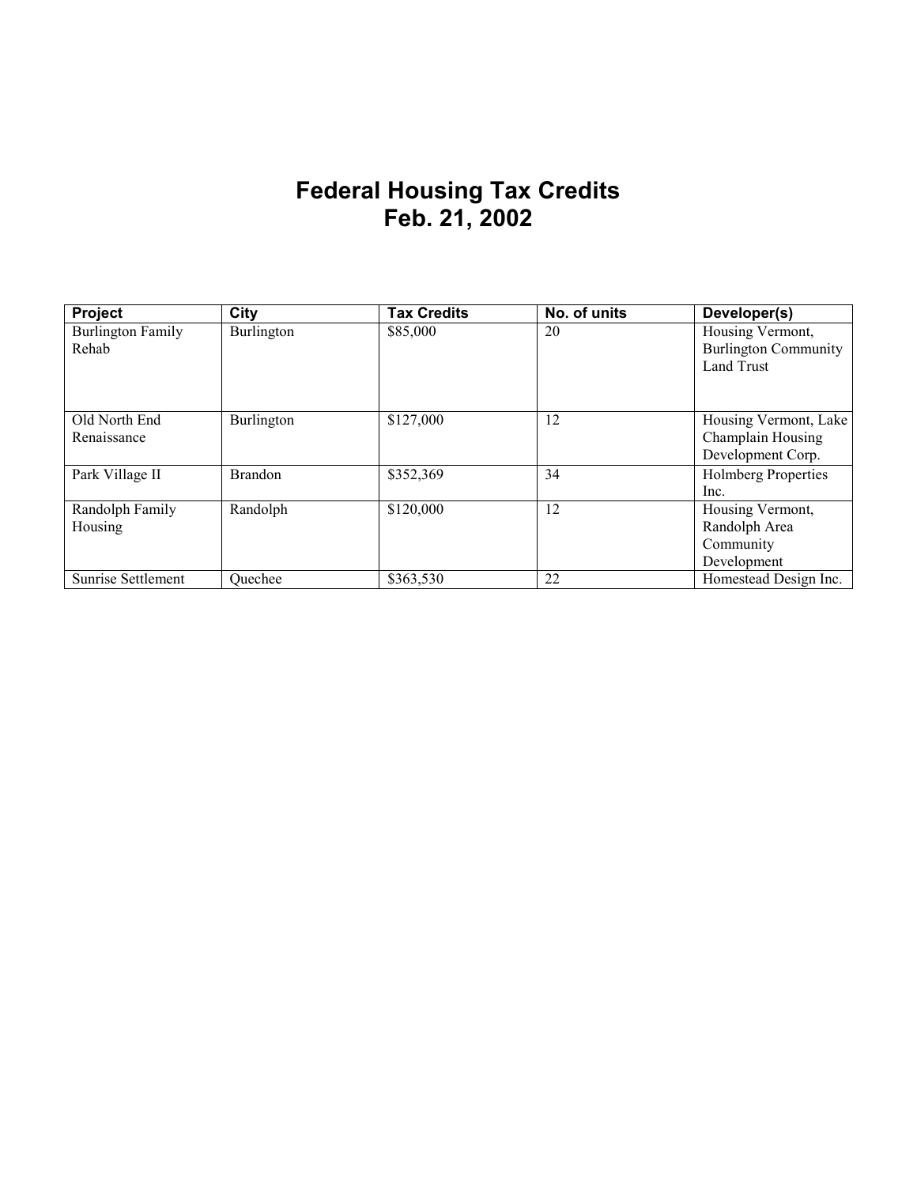# Federal Housing Tax Credits
# Feb. 21, 2002

| Project | City | Tax Credits | No. of units | Developer(s) |
|---|---|---|---|---|
| Burlington Family Rehab | Burlington | $85,000 | 20 | Housing Vermont, Burlington Community Land Trust |
| Old North End Renaissance | Burlington | $127,000 | 12 | Housing Vermont, Lake Champlain Housing Development Corp. |
| Park Village II | Brandon | $352,369 | 34 | Holmberg Properties Inc. |
| Randolph Family Housing | Randolph | $120,000 | 12 | Housing Vermont, Randolph Area Community Development |
| Sunrise Settlement | Quechee | $363,530 | 22 | Homestead Design Inc. |